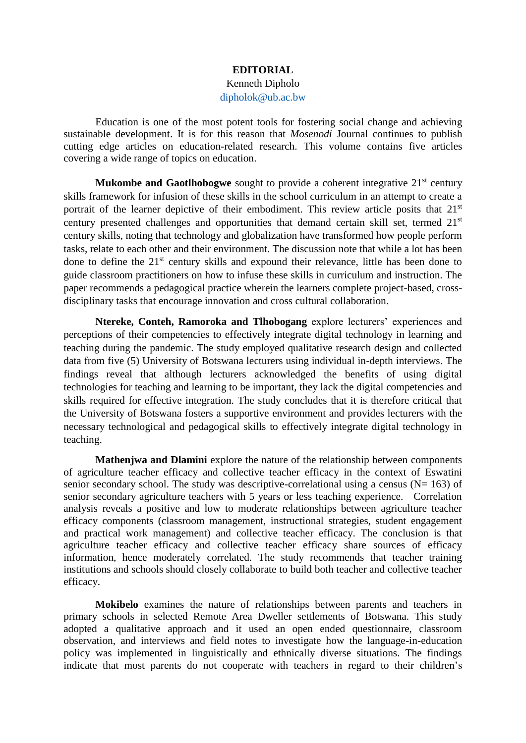# EDITORIAL

Kenneth Dipholo

diphol​ok@ub.ac.bw

Education is one of the most potent tools for fostering social change and achieving sustainable development. It is for this reason that *Mosenodi* Journal continues to publish cutting edge articles on education-related research. This volume contains five articles covering a wide range of topics on education.

**Mukombe and Gaotlhobogwe** sought to provide a coherent integrative 21st century skills framework for infusion of these skills in the school curriculum in an attempt to create a portrait of the learner depictive of their embodiment. This review article posits that 21st century presented challenges and opportunities that demand certain skill set, termed 21st century skills, noting that technology and globalization have transformed how people perform tasks, relate to each other and their environment. The discussion note that while a lot has been done to define the 21st century skills and expound their relevance, little has been done to guide classroom practitioners on how to infuse these skills in curriculum and instruction. The paper recommends a pedagogical practice wherein the learners complete project-based, cross-disciplinary tasks that encourage innovation and cross cultural collaboration.

**Ntereke, Conteh, Ramoroka and Tlhobogang** explore lecturers' experiences and perceptions of their competencies to effectively integrate digital technology in learning and teaching during the pandemic. The study employed qualitative research design and collected data from five (5) University of Botswana lecturers using individual in-depth interviews. The findings reveal that although lecturers acknowledged the benefits of using digital technologies for teaching and learning to be important, they lack the digital competencies and skills required for effective integration. The study concludes that it is therefore critical that the University of Botswana fosters a supportive environment and provides lecturers with the necessary technological and pedagogical skills to effectively integrate digital technology in teaching.

**Mathenjwa and Dlamini** explore the nature of the relationship between components of agriculture teacher efficacy and collective teacher efficacy in the context of Eswatini senior secondary school. The study was descriptive-correlational using a census (N= 163) of senior secondary agriculture teachers with 5 years or less teaching experience. Correlation analysis reveals a positive and low to moderate relationships between agriculture teacher efficacy components (classroom management, instructional strategies, student engagement and practical work management) and collective teacher efficacy. The conclusion is that agriculture teacher efficacy and collective teacher efficacy share sources of efficacy information, hence moderately correlated. The study recommends that teacher training institutions and schools should closely collaborate to build both teacher and collective teacher efficacy.

**Mokibelo** examines the nature of relationships between parents and teachers in primary schools in selected Remote Area Dweller settlements of Botswana. This study adopted a qualitative approach and it used an open ended questionnaire, classroom observation, and interviews and field notes to investigate how the language-in-education policy was implemented in linguistically and ethnically diverse situations. The findings indicate that most parents do not cooperate with teachers in regard to their children's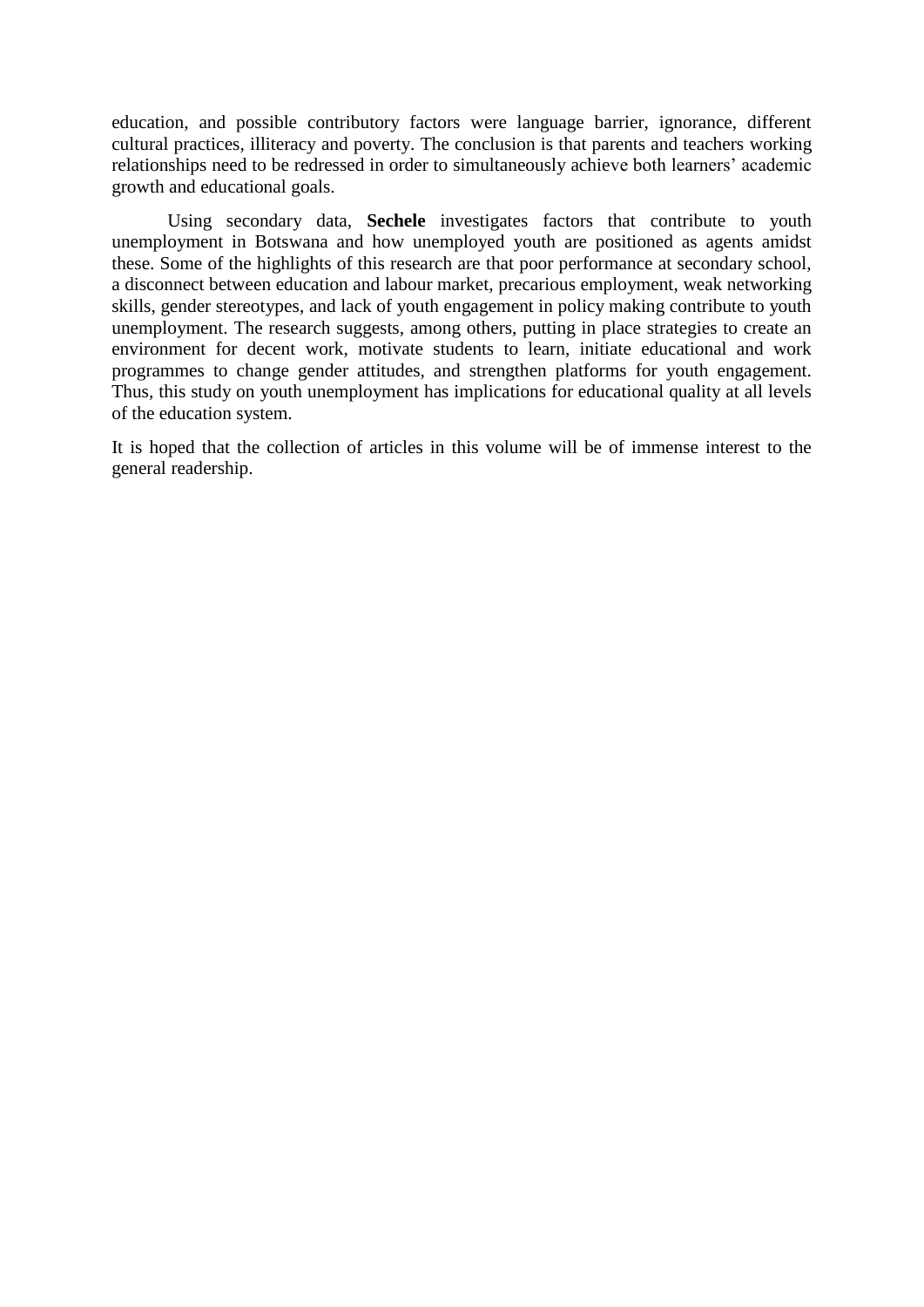education, and possible contributory factors were language barrier, ignorance, different cultural practices, illiteracy and poverty. The conclusion is that parents and teachers working relationships need to be redressed in order to simultaneously achieve both learners' academic growth and educational goals.

Using secondary data, **Sechele** investigates factors that contribute to youth unemployment in Botswana and how unemployed youth are positioned as agents amidst these. Some of the highlights of this research are that poor performance at secondary school, a disconnect between education and labour market, precarious employment, weak networking skills, gender stereotypes, and lack of youth engagement in policy making contribute to youth unemployment. The research suggests, among others, putting in place strategies to create an environment for decent work, motivate students to learn, initiate educational and work programmes to change gender attitudes, and strengthen platforms for youth engagement. Thus, this study on youth unemployment has implications for educational quality at all levels of the education system.

It is hoped that the collection of articles in this volume will be of immense interest to the general readership.